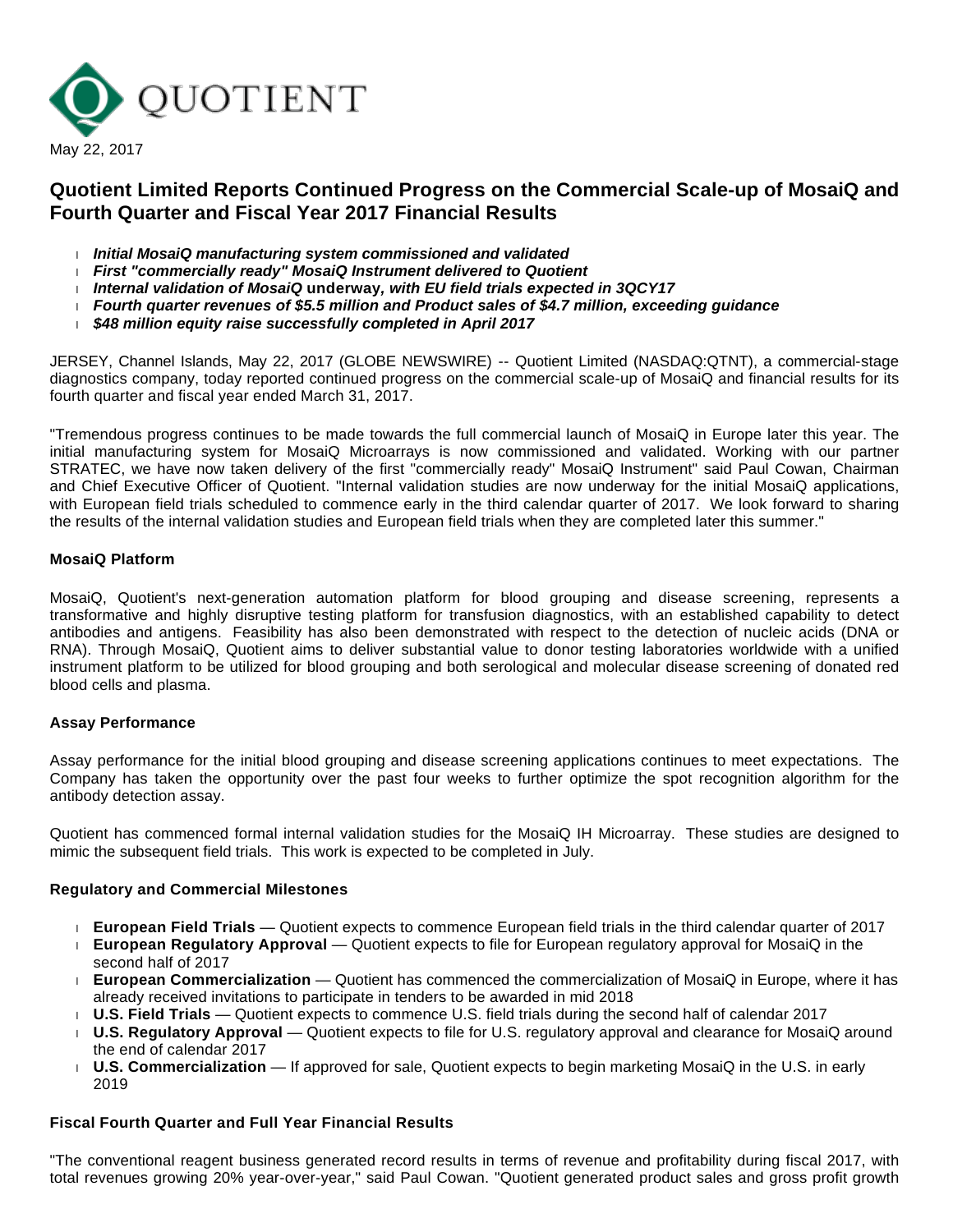QUOTIENT

May 22, 2017

# Quotient Limited Reports Continued Progress on the Commercial Scale-up of MosaiQ and Fourth Quarter and Fiscal Year 2017 Financial Results

- ***Initial MosaiQ manufacturing system commissioned and validated***
- ***First "commercially ready" MosaiQ Instrument delivered to Quotient***
- ***Internal validation of MosaiQ* underway*, with EU field trials expected in 3QCY17***
- ***Fourth quarter revenues of $5.5 million and Product sales of $4.7 million, exceeding guidance***
- ***$48 million equity raise successfully completed in April 2017***

JERSEY, Channel Islands, May 22, 2017 (GLOBE NEWSWIRE) -- Quotient Limited (NASDAQ:QTNT), a commercial-stage diagnostics company, today reported continued progress on the commercial scale-up of MosaiQ and financial results for its fourth quarter and fiscal year ended March 31, 2017.

"Tremendous progress continues to be made towards the full commercial launch of MosaiQ in Europe later this year. The initial manufacturing system for MosaiQ Microarrays is now commissioned and validated. Working with our partner STRATEC, we have now taken delivery of the first "commercially ready" MosaiQ Instrument" said Paul Cowan, Chairman and Chief Executive Officer of Quotient. "Internal validation studies are now underway for the initial MosaiQ applications, with European field trials scheduled to commence early in the third calendar quarter of 2017. We look forward to sharing the results of the internal validation studies and European field trials when they are completed later this summer."

**MosaiQ Platform**

MosaiQ, Quotient's next-generation automation platform for blood grouping and disease screening, represents a transformative and highly disruptive testing platform for transfusion diagnostics, with an established capability to detect antibodies and antigens. Feasibility has also been demonstrated with respect to the detection of nucleic acids (DNA or RNA). Through MosaiQ, Quotient aims to deliver substantial value to donor testing laboratories worldwide with a unified instrument platform to be utilized for blood grouping and both serological and molecular disease screening of donated red blood cells and plasma.

**Assay Performance**

Assay performance for the initial blood grouping and disease screening applications continues to meet expectations. The Company has taken the opportunity over the past four weeks to further optimize the spot recognition algorithm for the antibody detection assay.

Quotient has commenced formal internal validation studies for the MosaiQ IH Microarray. These studies are designed to mimic the subsequent field trials. This work is expected to be completed in July.

**Regulatory and Commercial Milestones**

- **European Field Trials** — Quotient expects to commence European field trials in the third calendar quarter of 2017
- **European Regulatory Approval** — Quotient expects to file for European regulatory approval for MosaiQ in the second half of 2017
- **European Commercialization** — Quotient has commenced the commercialization of MosaiQ in Europe, where it has already received invitations to participate in tenders to be awarded in mid 2018
- **U.S. Field Trials** — Quotient expects to commence U.S. field trials during the second half of calendar 2017
- **U.S. Regulatory Approval** — Quotient expects to file for U.S. regulatory approval and clearance for MosaiQ around the end of calendar 2017
- **U.S. Commercialization** — If approved for sale, Quotient expects to begin marketing MosaiQ in the U.S. in early 2019

**Fiscal Fourth Quarter and Full Year Financial Results**

"The conventional reagent business generated record results in terms of revenue and profitability during fiscal 2017, with total revenues growing 20% year-over-year," said Paul Cowan. "Quotient generated product sales and gross profit growth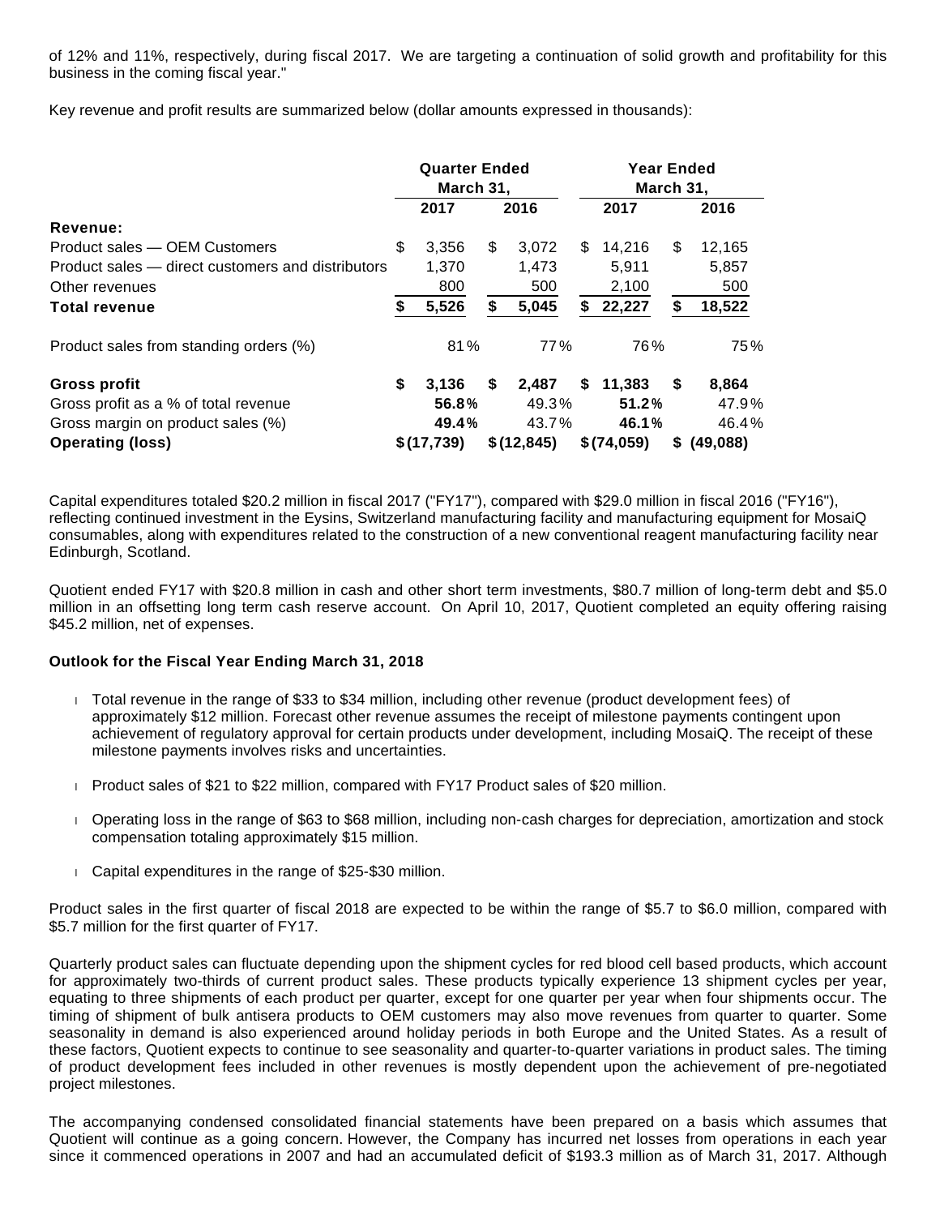of 12% and 11%, respectively, during fiscal 2017. We are targeting a continuation of solid growth and profitability for this business in the coming fiscal year."

Key revenue and profit results are summarized below (dollar amounts expressed in thousands):

| | Quarter Ended March 31, | | Year Ended March 31, | |
|---|---|---|---|---|
| | 2017 | 2016 | 2017 | 2016 |
| **Revenue:** | | | | |
| Product sales — OEM Customers | $ 3,356 | $ 3,072 | $ 14,216 | $ 12,165 |
| Product sales — direct customers and distributors | 1,370 | 1,473 | 5,911 | 5,857 |
| Other revenues | 800 | 500 | 2,100 | 500 |
| **Total revenue** | **$ 5,526** | **$ 5,045** | **$ 22,227** | **$ 18,522** |
| Product sales from standing orders (%) | 81% | 77% | 76% | 75% |
| **Gross profit** | **$ 3,136** | **$ 2,487** | **$ 11,383** | **$ 8,864** |
| Gross profit as a % of total revenue | **56.8%** | 49.3% | **51.2%** | 47.9% |
| Gross margin on product sales (%) | **49.4%** | 43.7% | **46.1%** | 46.4% |
| **Operating (loss)** | **$ (17,739)** | **$ (12,845)** | **$ (74,059)** | **$ (49,088)** |

Capital expenditures totaled $20.2 million in fiscal 2017 ("FY17"), compared with $29.0 million in fiscal 2016 ("FY16"), reflecting continued investment in the Eysins, Switzerland manufacturing facility and manufacturing equipment for MosaiQ consumables, along with expenditures related to the construction of a new conventional reagent manufacturing facility near Edinburgh, Scotland.

Quotient ended FY17 with $20.8 million in cash and other short term investments, $80.7 million of long-term debt and $5.0 million in an offsetting long term cash reserve account. On April 10, 2017, Quotient completed an equity offering raising $45.2 million, net of expenses.

**Outlook for the Fiscal Year Ending March 31, 2018**

- Total revenue in the range of $33 to $34 million, including other revenue (product development fees) of approximately $12 million. Forecast other revenue assumes the receipt of milestone payments contingent upon achievement of regulatory approval for certain products under development, including MosaiQ. The receipt of these milestone payments involves risks and uncertainties.
- Product sales of $21 to $22 million, compared with FY17 Product sales of $20 million.
- Operating loss in the range of $63 to $68 million, including non-cash charges for depreciation, amortization and stock compensation totaling approximately $15 million.
- Capital expenditures in the range of $25-$30 million.

Product sales in the first quarter of fiscal 2018 are expected to be within the range of $5.7 to $6.0 million, compared with $5.7 million for the first quarter of FY17.

Quarterly product sales can fluctuate depending upon the shipment cycles for red blood cell based products, which account for approximately two-thirds of current product sales. These products typically experience 13 shipment cycles per year, equating to three shipments of each product per quarter, except for one quarter per year when four shipments occur. The timing of shipment of bulk antisera products to OEM customers may also move revenues from quarter to quarter. Some seasonality in demand is also experienced around holiday periods in both Europe and the United States. As a result of these factors, Quotient expects to continue to see seasonality and quarter-to-quarter variations in product sales. The timing of product development fees included in other revenues is mostly dependent upon the achievement of pre-negotiated project milestones.

The accompanying condensed consolidated financial statements have been prepared on a basis which assumes that Quotient will continue as a going concern. However, the Company has incurred net losses from operations in each year since it commenced operations in 2007 and had an accumulated deficit of $193.3 million as of March 31, 2017. Although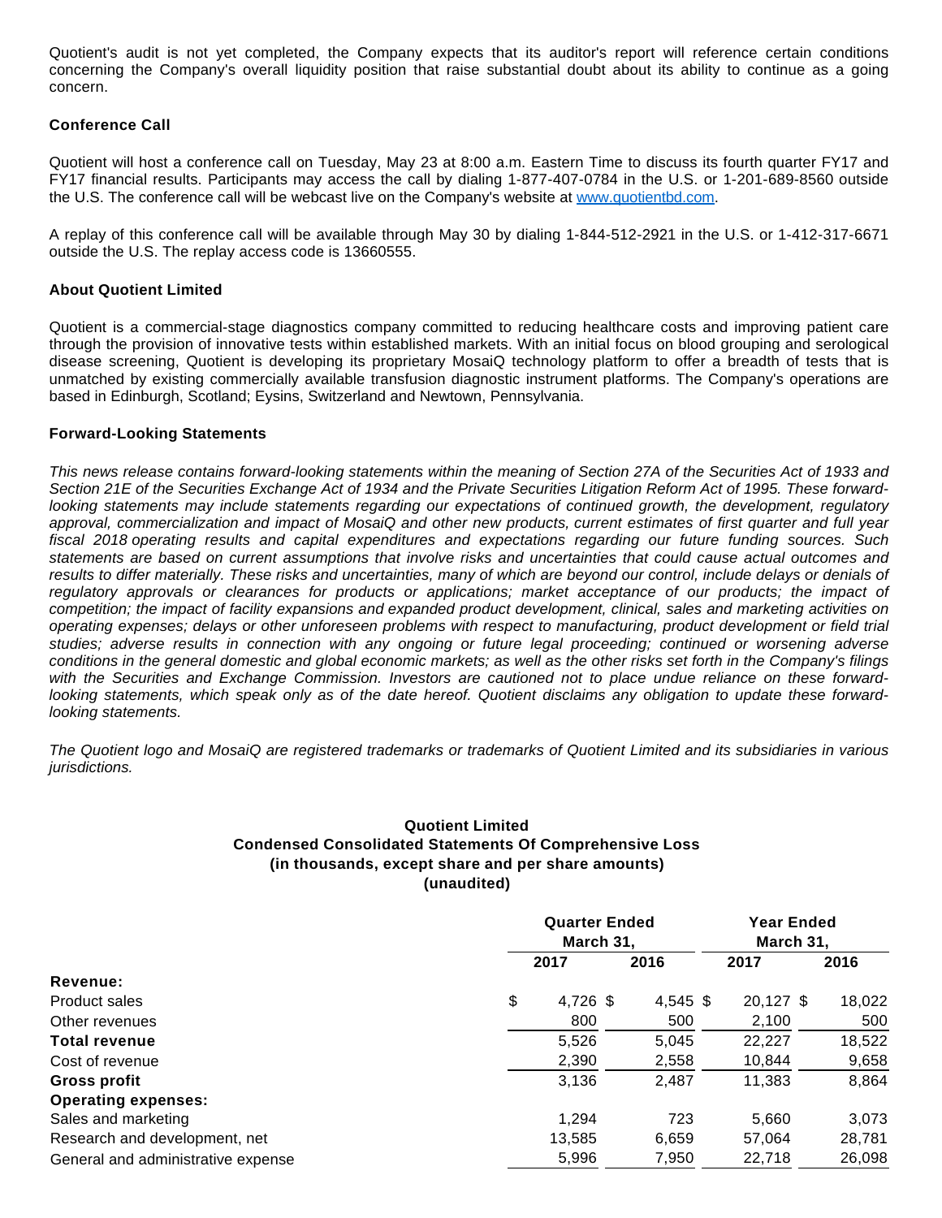Quotient's audit is not yet completed, the Company expects that its auditor's report will reference certain conditions concerning the Company's overall liquidity position that raise substantial doubt about its ability to continue as a going concern.

**Conference Call**

Quotient will host a conference call on Tuesday, May 23 at 8:00 a.m. Eastern Time to discuss its fourth quarter FY17 and FY17 financial results. Participants may access the call by dialing 1-877-407-0784 in the U.S. or 1-201-689-8560 outside the U.S. The conference call will be webcast live on the Company's website at [www.quotientbd.com](www.quotientbd.com).

A replay of this conference call will be available through May 30 by dialing 1-844-512-2921 in the U.S. or 1-412-317-6671 outside the U.S. The replay access code is 13660555.

**About Quotient Limited**

Quotient is a commercial-stage diagnostics company committed to reducing healthcare costs and improving patient care through the provision of innovative tests within established markets. With an initial focus on blood grouping and serological disease screening, Quotient is developing its proprietary MosaiQ technology platform to offer a breadth of tests that is unmatched by existing commercially available transfusion diagnostic instrument platforms. The Company's operations are based in Edinburgh, Scotland; Eysins, Switzerland and Newtown, Pennsylvania.

**Forward-Looking Statements**

*This news release contains forward-looking statements within the meaning of Section 27A of the Securities Act of 1933 and Section 21E of the Securities Exchange Act of 1934 and the Private Securities Litigation Reform Act of 1995. These forward-looking statements may include statements regarding our expectations of continued growth, the development, regulatory approval, commercialization and impact of MosaiQ and other new products, current estimates of first quarter and full year fiscal 2018 operating results and capital expenditures and expectations regarding our future funding sources. Such statements are based on current assumptions that involve risks and uncertainties that could cause actual outcomes and results to differ materially. These risks and uncertainties, many of which are beyond our control, include delays or denials of regulatory approvals or clearances for products or applications; market acceptance of our products; the impact of competition; the impact of facility expansions and expanded product development, clinical, sales and marketing activities on operating expenses; delays or other unforeseen problems with respect to manufacturing, product development or field trial studies; adverse results in connection with any ongoing or future legal proceeding; continued or worsening adverse conditions in the general domestic and global economic markets; as well as the other risks set forth in the Company's filings with the Securities and Exchange Commission. Investors are cautioned not to place undue reliance on these forward-looking statements, which speak only as of the date hereof. Quotient disclaims any obligation to update these forward-looking statements.*

*The Quotient logo and MosaiQ are registered trademarks or trademarks of Quotient Limited and its subsidiaries in various jurisdictions.*

**Quotient Limited**
**Condensed Consolidated Statements Of Comprehensive Loss**
**(in thousands, except share and per share amounts)**
**(unaudited)**

| | Quarter Ended March 31, | | Year Ended March 31, | |
|---|---|---|---|---|
| | 2017 | 2016 | 2017 | 2016 |
| **Revenue:** | | | | |
| Product sales | $ 4,726 | $ 4,545 | $ 20,127 | $ 18,022 |
| Other revenues | 800 | 500 | 2,100 | 500 |
| **Total revenue** | 5,526 | 5,045 | 22,227 | 18,522 |
| Cost of revenue | 2,390 | 2,558 | 10,844 | 9,658 |
| **Gross profit** | 3,136 | 2,487 | 11,383 | 8,864 |
| **Operating expenses:** | | | | |
| Sales and marketing | 1,294 | 723 | 5,660 | 3,073 |
| Research and development, net | 13,585 | 6,659 | 57,064 | 28,781 |
| General and administrative expense | 5,996 | 7,950 | 22,718 | 26,098 |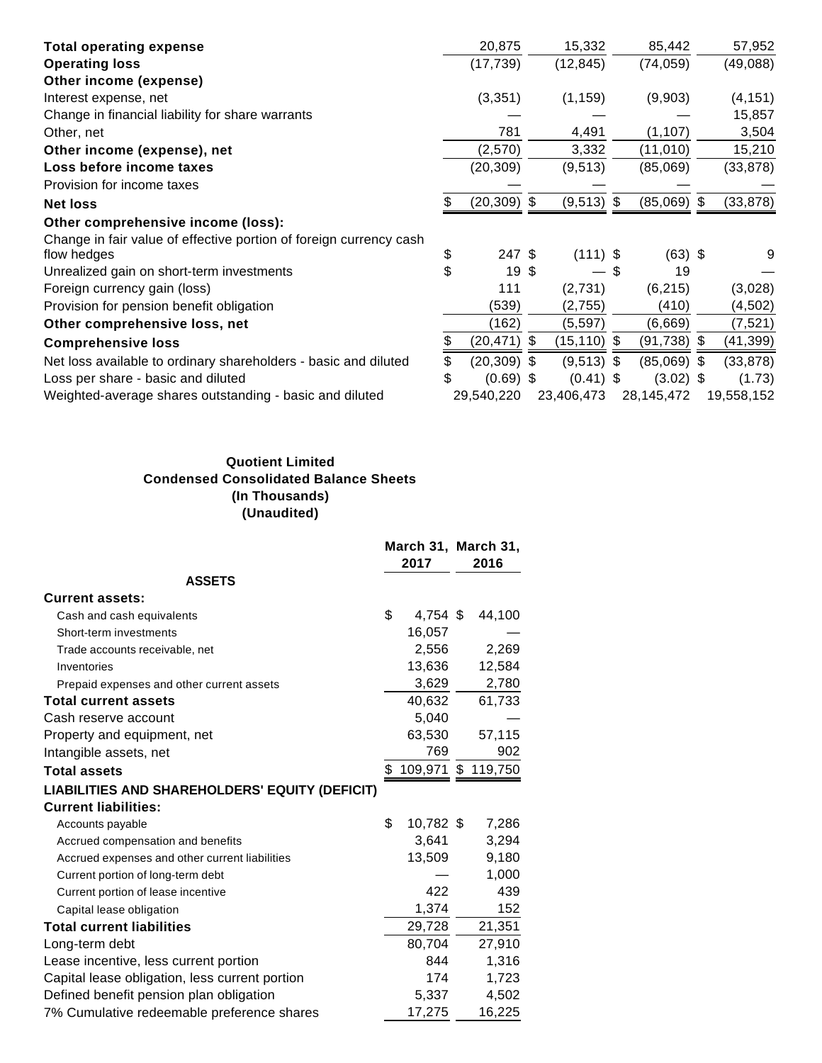| | | | | |
|---|---|---|---|---|
| **Total operating expense** | 20,875 | 15,332 | 85,442 | 57,952 |
| **Operating loss** | (17,739) | (12,845) | (74,059) | (49,088) |
| **Other income (expense)** | | | | |
| Interest expense, net | (3,351) | (1,159) | (9,903) | (4,151) |
| Change in financial liability for share warrants | — | — | — | 15,857 |
| Other, net | 781 | 4,491 | (1,107) | 3,504 |
| **Other income (expense), net** | (2,570) | 3,332 | (11,010) | 15,210 |
| **Loss before income taxes** | (20,309) | (9,513) | (85,069) | (33,878) |
| Provision for income taxes | — | — | — | — |
| **Net loss** | $ (20,309) | $ (9,513) | $ (85,069) | $ (33,878) |
| **Other comprehensive income (loss):** | | | | |
| Change in fair value of effective portion of foreign currency cash flow hedges | $ 247 | $ (111) | $ (63) | $ 9 |
| Unrealized gain on short-term investments | $ 19 | $ — | $ 19 | — |
| Foreign currency gain (loss) | 111 | (2,731) | (6,215) | (3,028) |
| Provision for pension benefit obligation | (539) | (2,755) | (410) | (4,502) |
| **Other comprehensive loss, net** | (162) | (5,597) | (6,669) | (7,521) |
| **Comprehensive loss** | $ (20,471) | $ (15,110) | $ (91,738) | $ (41,399) |
| Net loss available to ordinary shareholders - basic and diluted | $ (20,309) | $ (9,513) | $ (85,069) | $ (33,878) |
| Loss per share - basic and diluted | $ (0.69) | $ (0.41) | $ (3.02) | $ (1.73) |
| Weighted-average shares outstanding - basic and diluted | 29,540,220 | 23,406,473 | 28,145,472 | 19,558,152 |

**Quotient Limited**
**Condensed Consolidated Balance Sheets**
**(In Thousands)**
**(Unaudited)**

| | March 31, 2017 | March 31, 2016 |
|---|---|---|
| **ASSETS** | | |
| **Current assets:** | | |
| Cash and cash equivalents | $ 4,754 | $ 44,100 |
| Short-term investments | 16,057 | — |
| Trade accounts receivable, net | 2,556 | 2,269 |
| Inventories | 13,636 | 12,584 |
| Prepaid expenses and other current assets | 3,629 | 2,780 |
| **Total current assets** | 40,632 | 61,733 |
| Cash reserve account | 5,040 | — |
| Property and equipment, net | 63,530 | 57,115 |
| Intangible assets, net | 769 | 902 |
| **Total assets** | $ 109,971 | $ 119,750 |
| **LIABILITIES AND SHAREHOLDERS' EQUITY (DEFICIT)** | | |
| **Current liabilities:** | | |
| Accounts payable | $ 10,782 | $ 7,286 |
| Accrued compensation and benefits | 3,641 | 3,294 |
| Accrued expenses and other current liabilities | 13,509 | 9,180 |
| Current portion of long-term debt | — | 1,000 |
| Current portion of lease incentive | 422 | 439 |
| Capital lease obligation | 1,374 | 152 |
| **Total current liabilities** | 29,728 | 21,351 |
| Long-term debt | 80,704 | 27,910 |
| Lease incentive, less current portion | 844 | 1,316 |
| Capital lease obligation, less current portion | 174 | 1,723 |
| Defined benefit pension plan obligation | 5,337 | 4,502 |
| 7% Cumulative redeemable preference shares | 17,275 | 16,225 |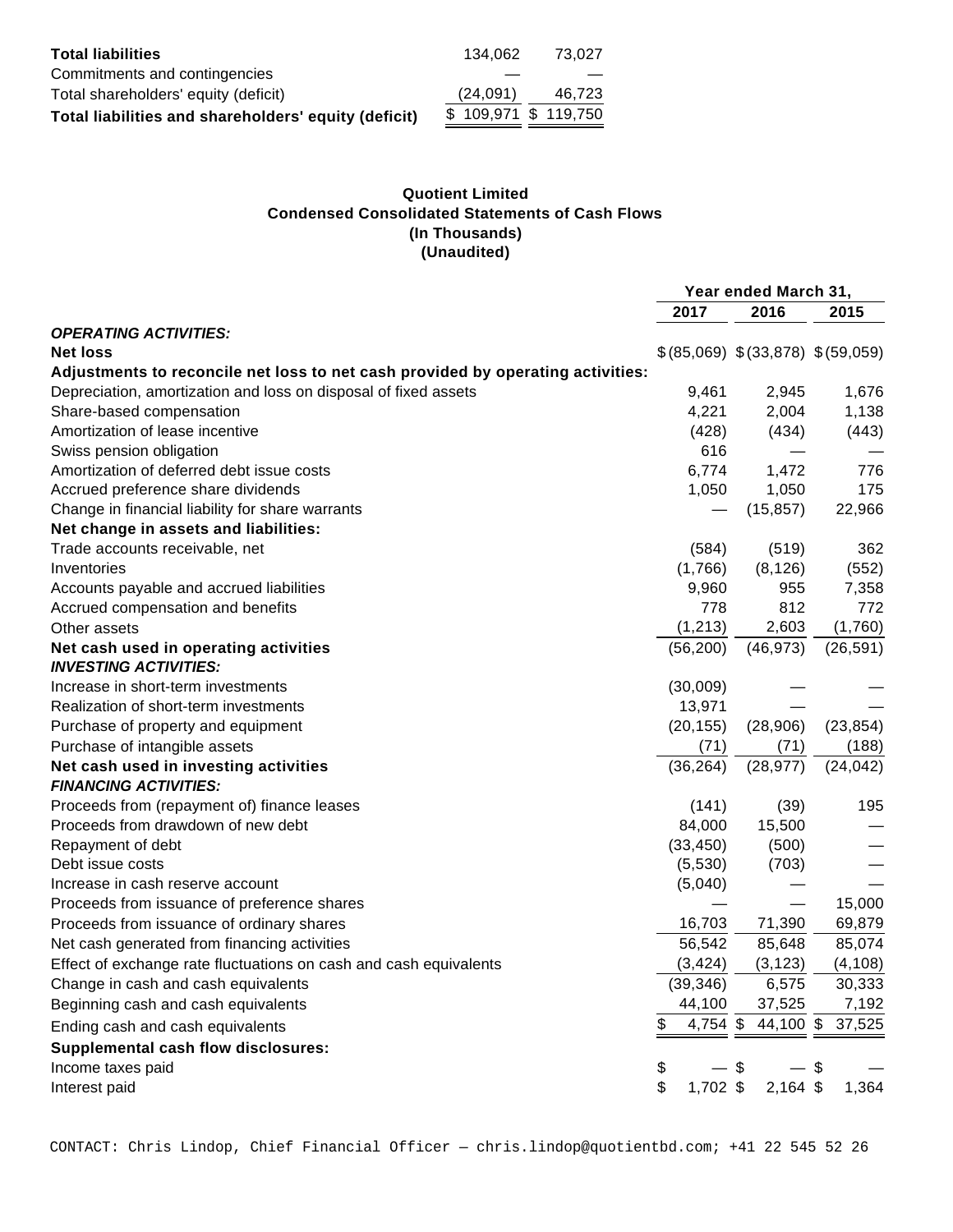| | | |
|---|---|---|
| **Total liabilities** | 134,062 | 73,027 |
| Commitments and contingencies | — | — |
| Total shareholders' equity (deficit) | (24,091) | 46,723 |
| **Total liabilities and shareholders' equity (deficit)** | $ 109,971 | $ 119,750 |

**Quotient Limited**
**Condensed Consolidated Statements of Cash Flows**
**(In Thousands)**
**(Unaudited)**

| | Year ended March 31, | | |
|---|---|---|---|
| | **2017** | **2016** | **2015** |
| ***OPERATING ACTIVITIES:*** | | | |
| **Net loss** | $(85,069) | $(33,878) | $(59,059) |
| **Adjustments to reconcile net loss to net cash provided by operating activities:** | | | |
| Depreciation, amortization and loss on disposal of fixed assets | 9,461 | 2,945 | 1,676 |
| Share-based compensation | 4,221 | 2,004 | 1,138 |
| Amortization of lease incentive | (428) | (434) | (443) |
| Swiss pension obligation | 616 | — | — |
| Amortization of deferred debt issue costs | 6,774 | 1,472 | 776 |
| Accrued preference share dividends | 1,050 | 1,050 | 175 |
| Change in financial liability for share warrants | — | (15,857) | 22,966 |
| **Net change in assets and liabilities:** | | | |
| Trade accounts receivable, net | (584) | (519) | 362 |
| Inventories | (1,766) | (8,126) | (552) |
| Accounts payable and accrued liabilities | 9,960 | 955 | 7,358 |
| Accrued compensation and benefits | 778 | 812 | 772 |
| Other assets | (1,213) | 2,603 | (1,760) |
| **Net cash used in operating activities** | (56,200) | (46,973) | (26,591) |
| ***INVESTING ACTIVITIES:*** | | | |
| Increase in short-term investments | (30,009) | — | — |
| Realization of short-term investments | 13,971 | — | — |
| Purchase of property and equipment | (20,155) | (28,906) | (23,854) |
| Purchase of intangible assets | (71) | (71) | (188) |
| **Net cash used in investing activities** | (36,264) | (28,977) | (24,042) |
| ***FINANCING ACTIVITIES:*** | | | |
| Proceeds from (repayment of) finance leases | (141) | (39) | 195 |
| Proceeds from drawdown of new debt | 84,000 | 15,500 | — |
| Repayment of debt | (33,450) | (500) | — |
| Debt issue costs | (5,530) | (703) | — |
| Increase in cash reserve account | (5,040) | — | — |
| Proceeds from issuance of preference shares | — | — | 15,000 |
| Proceeds from issuance of ordinary shares | 16,703 | 71,390 | 69,879 |
| Net cash generated from financing activities | 56,542 | 85,648 | 85,074 |
| Effect of exchange rate fluctuations on cash and cash equivalents | (3,424) | (3,123) | (4,108) |
| Change in cash and cash equivalents | (39,346) | 6,575 | 30,333 |
| Beginning cash and cash equivalents | 44,100 | 37,525 | 7,192 |
| Ending cash and cash equivalents | $ 4,754 | $ 44,100 | $ 37,525 |
| **Supplemental cash flow disclosures:** | | | |
| Income taxes paid | $ — | $ — | $ — |
| Interest paid | $ 1,702 | $ 2,164 | $ 1,364 |

CONTACT: Chris Lindop, Chief Financial Officer — chris.lindop@quotientbd.com; +41 22 545 52 26